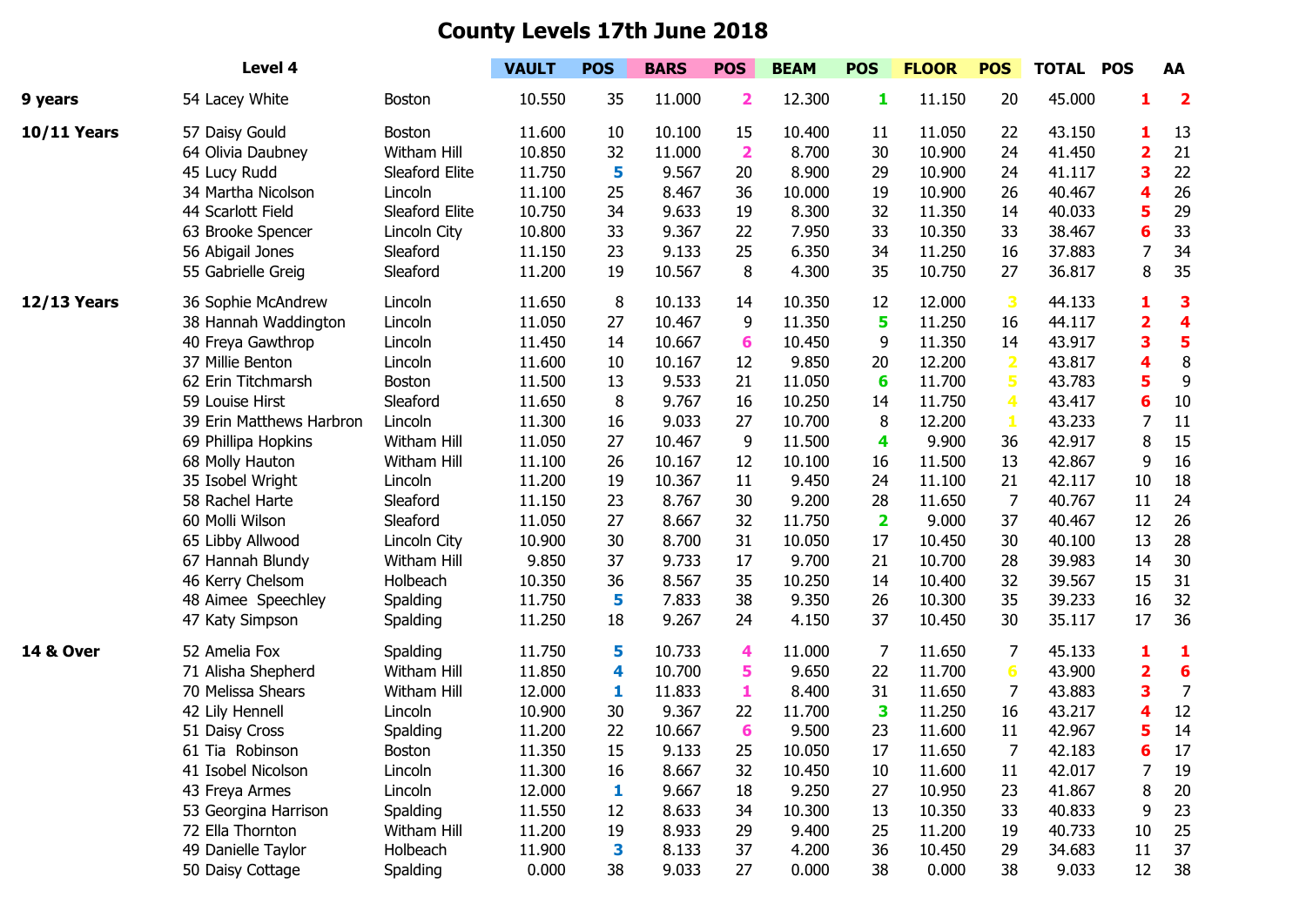# County Levels 17th June 2018

| | Level 4 | | VAULT | POS | BARS | POS | BEAM | POS | FLOOR | POS | TOTAL | POS | AA |
|---|---|---|---|---|---|---|---|---|---|---|---|---|---|
| 9 years | 54 Lacey White | Boston | 10.550 | 35 | 11.000 | 2 | 12.300 | 1 | 11.150 | 20 | 45.000 | 1 | 2 |
| 10/11 Years | 57 Daisy Gould | Boston | 11.600 | 10 | 10.100 | 15 | 10.400 | 11 | 11.050 | 22 | 43.150 | 1 | 13 |
| | 64 Olivia Daubney | Witham Hill | 10.850 | 32 | 11.000 | 2 | 8.700 | 30 | 10.900 | 24 | 41.450 | 2 | 21 |
| | 45 Lucy Rudd | Sleaford Elite | 11.750 | 5 | 9.567 | 20 | 8.900 | 29 | 10.900 | 24 | 41.117 | 3 | 22 |
| | 34 Martha Nicolson | Lincoln | 11.100 | 25 | 8.467 | 36 | 10.000 | 19 | 10.900 | 26 | 40.467 | 4 | 26 |
| | 44 Scarlott Field | Sleaford Elite | 10.750 | 34 | 9.633 | 19 | 8.300 | 32 | 11.350 | 14 | 40.033 | 5 | 29 |
| | 63 Brooke Spencer | Lincoln City | 10.800 | 33 | 9.367 | 22 | 7.950 | 33 | 10.350 | 33 | 38.467 | 6 | 33 |
| | 56 Abigail Jones | Sleaford | 11.150 | 23 | 9.133 | 25 | 6.350 | 34 | 11.250 | 16 | 37.883 | 7 | 34 |
| | 55 Gabrielle Greig | Sleaford | 11.200 | 19 | 10.567 | 8 | 4.300 | 35 | 10.750 | 27 | 36.817 | 8 | 35 |
| 12/13 Years | 36 Sophie McAndrew | Lincoln | 11.650 | 8 | 10.133 | 14 | 10.350 | 12 | 12.000 | 3 | 44.133 | 1 | 3 |
| | 38 Hannah Waddington | Lincoln | 11.050 | 27 | 10.467 | 9 | 11.350 | 5 | 11.250 | 16 | 44.117 | 2 | 4 |
| | 40 Freya Gawthrop | Lincoln | 11.450 | 14 | 10.667 | 6 | 10.450 | 9 | 11.350 | 14 | 43.917 | 3 | 5 |
| | 37 Millie Benton | Lincoln | 11.600 | 10 | 10.167 | 12 | 9.850 | 20 | 12.200 | 2 | 43.817 | 4 | 8 |
| | 62 Erin Titchmarsh | Boston | 11.500 | 13 | 9.533 | 21 | 11.050 | 6 | 11.700 | 5 | 43.783 | 5 | 9 |
| | 59 Louise Hirst | Sleaford | 11.650 | 8 | 9.767 | 16 | 10.250 | 14 | 11.750 | 4 | 43.417 | 6 | 10 |
| | 39 Erin Matthews Harbron | Lincoln | 11.300 | 16 | 9.033 | 27 | 10.700 | 8 | 12.200 | 1 | 43.233 | 7 | 11 |
| | 69 Phillipa Hopkins | Witham Hill | 11.050 | 27 | 10.467 | 9 | 11.500 | 4 | 9.900 | 36 | 42.917 | 8 | 15 |
| | 68 Molly Hauton | Witham Hill | 11.100 | 26 | 10.167 | 12 | 10.100 | 16 | 11.500 | 13 | 42.867 | 9 | 16 |
| | 35 Isobel Wright | Lincoln | 11.200 | 19 | 10.367 | 11 | 9.450 | 24 | 11.100 | 21 | 42.117 | 10 | 18 |
| | 58 Rachel Harte | Sleaford | 11.150 | 23 | 8.767 | 30 | 9.200 | 28 | 11.650 | 7 | 40.767 | 11 | 24 |
| | 60 Molli Wilson | Sleaford | 11.050 | 27 | 8.667 | 32 | 11.750 | 2 | 9.000 | 37 | 40.467 | 12 | 26 |
| | 65 Libby Allwood | Lincoln City | 10.900 | 30 | 8.700 | 31 | 10.050 | 17 | 10.450 | 30 | 40.100 | 13 | 28 |
| | 67 Hannah Blundy | Witham Hill | 9.850 | 37 | 9.733 | 17 | 9.700 | 21 | 10.700 | 28 | 39.983 | 14 | 30 |
| | 46 Kerry Chelsom | Holbeach | 10.350 | 36 | 8.567 | 35 | 10.250 | 14 | 10.400 | 32 | 39.567 | 15 | 31 |
| | 48 Aimee Speechley | Spalding | 11.750 | 5 | 7.833 | 38 | 9.350 | 26 | 10.300 | 35 | 39.233 | 16 | 32 |
| | 47 Katy Simpson | Spalding | 11.250 | 18 | 9.267 | 24 | 4.150 | 37 | 10.450 | 30 | 35.117 | 17 | 36 |
| 14 & Over | 52 Amelia Fox | Spalding | 11.750 | 5 | 10.733 | 4 | 11.000 | 7 | 11.650 | 7 | 45.133 | 1 | 1 |
| | 71 Alisha Shepherd | Witham Hill | 11.850 | 4 | 10.700 | 5 | 9.650 | 22 | 11.700 | 6 | 43.900 | 2 | 6 |
| | 70 Melissa Shears | Witham Hill | 12.000 | 1 | 11.833 | 1 | 8.400 | 31 | 11.650 | 7 | 43.883 | 3 | 7 |
| | 42 Lily Hennell | Lincoln | 10.900 | 30 | 9.367 | 22 | 11.700 | 3 | 11.250 | 16 | 43.217 | 4 | 12 |
| | 51 Daisy Cross | Spalding | 11.200 | 22 | 10.667 | 6 | 9.500 | 23 | 11.600 | 11 | 42.967 | 5 | 14 |
| | 61 Tia Robinson | Boston | 11.350 | 15 | 9.133 | 25 | 10.050 | 17 | 11.650 | 7 | 42.183 | 6 | 17 |
| | 41 Isobel Nicolson | Lincoln | 11.300 | 16 | 8.667 | 32 | 10.450 | 10 | 11.600 | 11 | 42.017 | 7 | 19 |
| | 43 Freya Armes | Lincoln | 12.000 | 1 | 9.667 | 18 | 9.250 | 27 | 10.950 | 23 | 41.867 | 8 | 20 |
| | 53 Georgina Harrison | Spalding | 11.550 | 12 | 8.633 | 34 | 10.300 | 13 | 10.350 | 33 | 40.833 | 9 | 23 |
| | 72 Ella Thornton | Witham Hill | 11.200 | 19 | 8.933 | 29 | 9.400 | 25 | 11.200 | 19 | 40.733 | 10 | 25 |
| | 49 Danielle Taylor | Holbeach | 11.900 | 3 | 8.133 | 37 | 4.200 | 36 | 10.450 | 29 | 34.683 | 11 | 37 |
| | 50 Daisy Cottage | Spalding | 0.000 | 38 | 9.033 | 27 | 0.000 | 38 | 0.000 | 38 | 9.033 | 12 | 38 |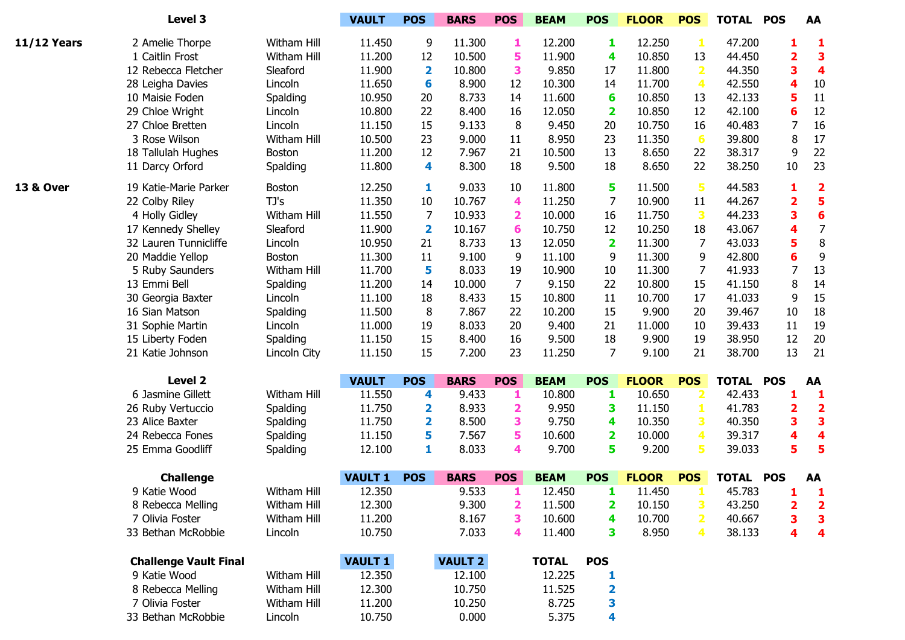### Level 3

| | No. | Name | Club | VAULT | POS | BARS | POS | BEAM | POS | FLOOR | POS | TOTAL | POS | AA |
|---|---|---|---|---|---|---|---|---|---|---|---|---|---|---|
| 11/12 Years | 2 | Amelie Thorpe | Witham Hill | 11.450 | 9 | 11.300 | 1 | 12.200 | 1 | 12.250 | 1 | 47.200 | 1 | 1 |
| | 1 | Caitlin Frost | Witham Hill | 11.200 | 12 | 10.500 | 5 | 11.900 | 4 | 10.850 | 13 | 44.450 | 2 | 3 |
| | 12 | Rebecca Fletcher | Sleaford | 11.900 | 2 | 10.800 | 3 | 9.850 | 17 | 11.800 | 2 | 44.350 | 3 | 4 |
| | 28 | Leigha Davies | Lincoln | 11.650 | 6 | 8.900 | 12 | 10.300 | 14 | 11.700 | 4 | 42.550 | 4 | 10 |
| | 10 | Maisie Foden | Spalding | 10.950 | 20 | 8.733 | 14 | 11.600 | 6 | 10.850 | 13 | 42.133 | 5 | 11 |
| | 29 | Chloe Wright | Lincoln | 10.800 | 22 | 8.400 | 16 | 12.050 | 2 | 10.850 | 12 | 42.100 | 6 | 12 |
| | 27 | Chloe Bretten | Lincoln | 11.150 | 15 | 9.133 | 8 | 9.450 | 20 | 10.750 | 16 | 40.483 | 7 | 16 |
| | 3 | Rose Wilson | Witham Hill | 10.500 | 23 | 9.000 | 11 | 8.950 | 23 | 11.350 | 6 | 39.800 | 8 | 17 |
| | 18 | Tallulah Hughes | Boston | 11.200 | 12 | 7.967 | 21 | 10.500 | 13 | 8.650 | 22 | 38.317 | 9 | 22 |
| | 11 | Darcy Orford | Spalding | 11.800 | 4 | 8.300 | 18 | 9.500 | 18 | 8.650 | 22 | 38.250 | 10 | 23 |
| 13 & Over | 19 | Katie-Marie Parker | Boston | 12.250 | 1 | 9.033 | 10 | 11.800 | 5 | 11.500 | 5 | 44.583 | 1 | 2 |
| | 22 | Colby Riley | TJ's | 11.350 | 10 | 10.767 | 4 | 11.250 | 7 | 10.900 | 11 | 44.267 | 2 | 5 |
| | 4 | Holly Gidley | Witham Hill | 11.550 | 7 | 10.933 | 2 | 10.000 | 16 | 11.750 | 3 | 44.233 | 3 | 6 |
| | 17 | Kennedy Shelley | Sleaford | 11.900 | 2 | 10.167 | 6 | 10.750 | 12 | 10.250 | 18 | 43.067 | 4 | 7 |
| | 32 | Lauren Tunnicliffe | Lincoln | 10.950 | 21 | 8.733 | 13 | 12.050 | 2 | 11.300 | 7 | 43.033 | 5 | 8 |
| | 20 | Maddie Yellop | Boston | 11.300 | 11 | 9.100 | 9 | 11.100 | 9 | 11.300 | 9 | 42.800 | 6 | 9 |
| | 5 | Ruby Saunders | Witham Hill | 11.700 | 5 | 8.033 | 19 | 10.900 | 10 | 11.300 | 7 | 41.933 | 7 | 13 |
| | 13 | Emmi Bell | Spalding | 11.200 | 14 | 10.000 | 7 | 9.150 | 22 | 10.800 | 15 | 41.150 | 8 | 14 |
| | 30 | Georgia Baxter | Lincoln | 11.100 | 18 | 8.433 | 15 | 10.800 | 11 | 10.700 | 17 | 41.033 | 9 | 15 |
| | 16 | Sian Matson | Spalding | 11.500 | 8 | 7.867 | 22 | 10.200 | 15 | 9.900 | 20 | 39.467 | 10 | 18 |
| | 31 | Sophie Martin | Lincoln | 11.000 | 19 | 8.033 | 20 | 9.400 | 21 | 11.000 | 10 | 39.433 | 11 | 19 |
| | 15 | Liberty Foden | Spalding | 11.150 | 15 | 8.400 | 16 | 9.500 | 18 | 9.900 | 19 | 38.950 | 12 | 20 |
| | 21 | Katie Johnson | Lincoln City | 11.150 | 15 | 7.200 | 23 | 11.250 | 7 | 9.100 | 21 | 38.700 | 13 | 21 |

### Level 2

| No. | Name | Club | VAULT | POS | BARS | POS | BEAM | POS | FLOOR | POS | TOTAL | POS | AA |
|---|---|---|---|---|---|---|---|---|---|---|---|---|---|
| 6 | Jasmine Gillett | Witham Hill | 11.550 | 4 | 9.433 | 1 | 10.800 | 1 | 10.650 | 2 | 42.433 | 1 | 1 |
| 26 | Ruby Vertuccio | Spalding | 11.750 | 2 | 8.933 | 2 | 9.950 | 3 | 11.150 | 1 | 41.783 | 2 | 2 |
| 23 | Alice Baxter | Spalding | 11.750 | 2 | 8.500 | 3 | 9.750 | 4 | 10.350 | 3 | 40.350 | 3 | 3 |
| 24 | Rebecca Fones | Spalding | 11.150 | 5 | 7.567 | 5 | 10.600 | 2 | 10.000 | 4 | 39.317 | 4 | 4 |
| 25 | Emma Goodliff | Spalding | 12.100 | 1 | 8.033 | 4 | 9.700 | 5 | 9.200 | 5 | 39.033 | 5 | 5 |

### Challenge

| No. | Name | Club | VAULT 1 | POS | BARS | POS | BEAM | POS | FLOOR | POS | TOTAL | POS | AA |
|---|---|---|---|---|---|---|---|---|---|---|---|---|---|
| 9 | Katie Wood | Witham Hill | 12.350 | | 9.533 | 1 | 12.450 | 1 | 11.450 | 1 | 45.783 | 1 | 1 |
| 8 | Rebecca Melling | Witham Hill | 12.300 | | 9.300 | 2 | 11.500 | 2 | 10.150 | 3 | 43.250 | 2 | 2 |
| 7 | Olivia Foster | Witham Hill | 11.200 | | 8.167 | 3 | 10.600 | 4 | 10.700 | 2 | 40.667 | 3 | 3 |
| 33 | Bethan McRobbie | Lincoln | 10.750 | | 7.033 | 4 | 11.400 | 3 | 8.950 | 4 | 38.133 | 4 | 4 |

### Challenge Vault Final

| No. | Name | Club | VAULT 1 | VAULT 2 | TOTAL | POS |
|---|---|---|---|---|---|---|
| 9 | Katie Wood | Witham Hill | 12.350 | 12.100 | 12.225 | 1 |
| 8 | Rebecca Melling | Witham Hill | 12.300 | 10.750 | 11.525 | 2 |
| 7 | Olivia Foster | Witham Hill | 11.200 | 10.250 | 8.725 | 3 |
| 33 | Bethan McRobbie | Lincoln | 10.750 | 0.000 | 5.375 | 4 |